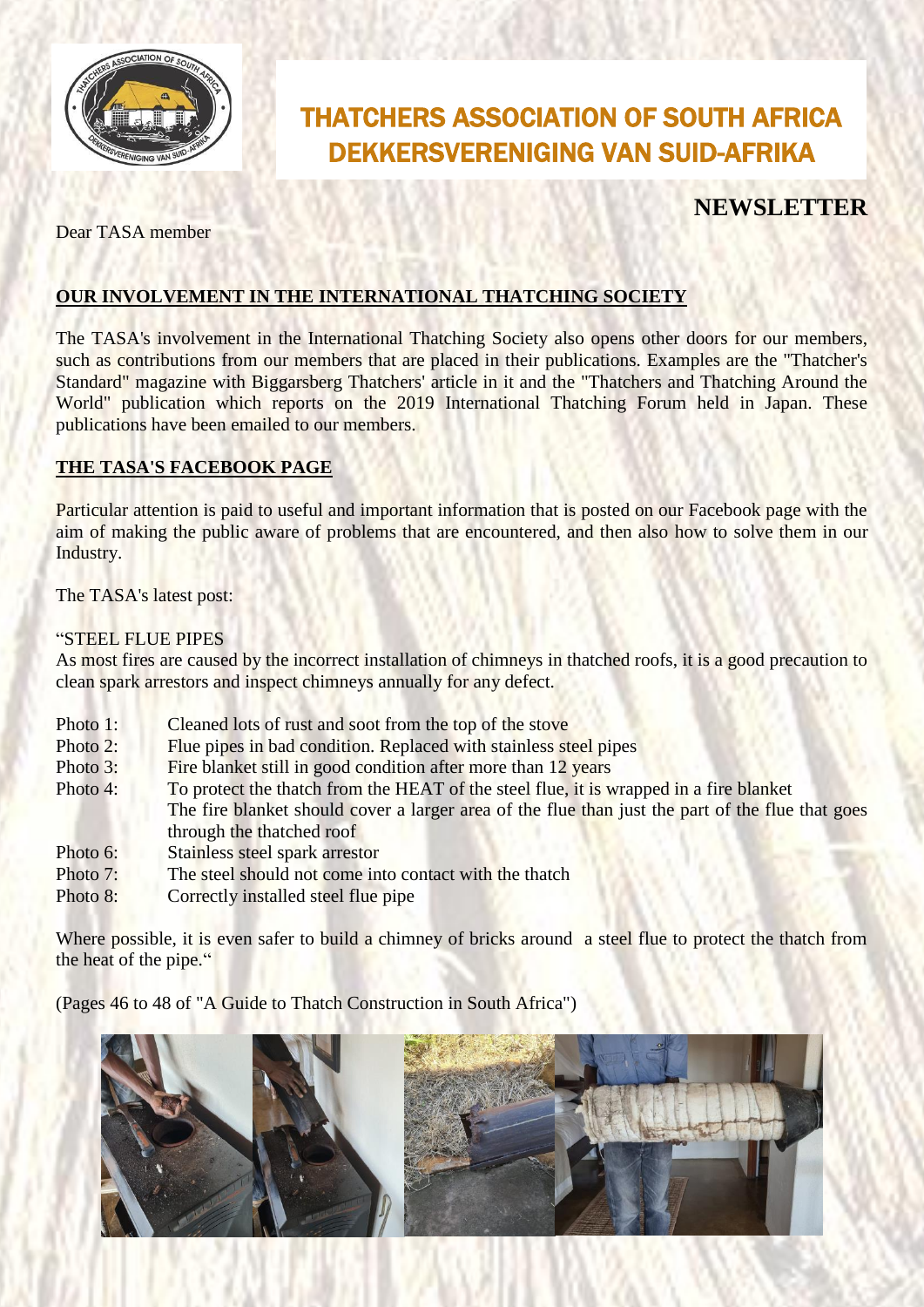# THATCHERS ASSOCIATION OF SOUTH AFRICA
# DEKKERSVERENIGING VAN SUID-AFRIKA

## NEWSLETTER

Dear TASA member

**OUR INVOLVEMENT IN THE INTERNATIONAL THATCHING SOCIETY**

The TASA's involvement in the International Thatching Society also opens other doors for our members, such as contributions from our members that are placed in their publications. Examples are the "Thatcher's Standard" magazine with Biggarsberg Thatchers' article in it and the "Thatchers and Thatching Around the World" publication which reports on the 2019 International Thatching Forum held in Japan. These publications have been emailed to our members.

**THE TASA'S FACEBOOK PAGE**

Particular attention is paid to useful and important information that is posted on our Facebook page with the aim of making the public aware of problems that are encountered, and then also how to solve them in our Industry.

The TASA's latest post:

"STEEL FLUE PIPES
As most fires are caused by the incorrect installation of chimneys in thatched roofs, it is a good precaution to clean spark arrestors and inspect chimneys annually for any defect.

Photo 1: Cleaned lots of rust and soot from the top of the stove
Photo 2: Flue pipes in bad condition. Replaced with stainless steel pipes
Photo 3: Fire blanket still in good condition after more than 12 years
Photo 4: To protect the thatch from the HEAT of the steel flue, it is wrapped in a fire blanket
The fire blanket should cover a larger area of the flue than just the part of the flue that goes through the thatched roof
Photo 6: Stainless steel spark arrestor
Photo 7: The steel should not come into contact with the thatch
Photo 8: Correctly installed steel flue pipe

Where possible, it is even safer to build a chimney of bricks around a steel flue to protect the thatch from the heat of the pipe."

(Pages 46 to 48 of "A Guide to Thatch Construction in South Africa")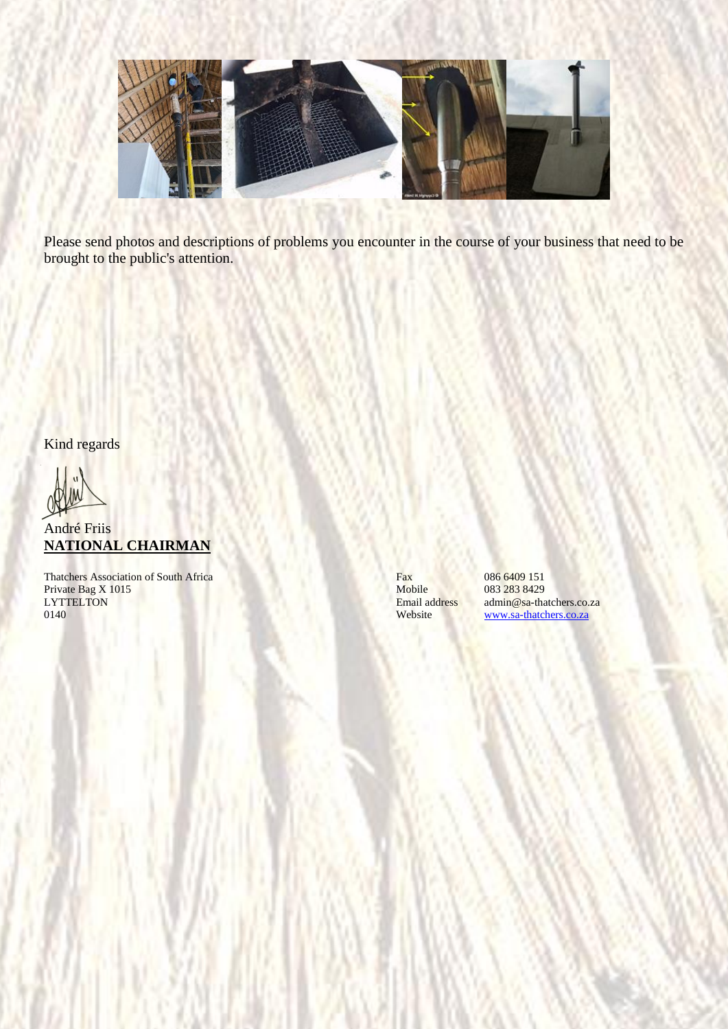Please send photos and descriptions of problems you encounter in the course of your business that need to be brought to the public's attention.

Kind regards

André Friis
**NATIONAL CHAIRMAN**

Thatchers Association of South Africa
Private Bag X 1015
LYTTELTON
0140

| | |
|---|---|
| Fax | 086 6409 151 |
| Mobile | 083 283 8429 |
| Email address | admin@sa-thatchers.co.za |
| Website | www.sa-thatchers.co.za |